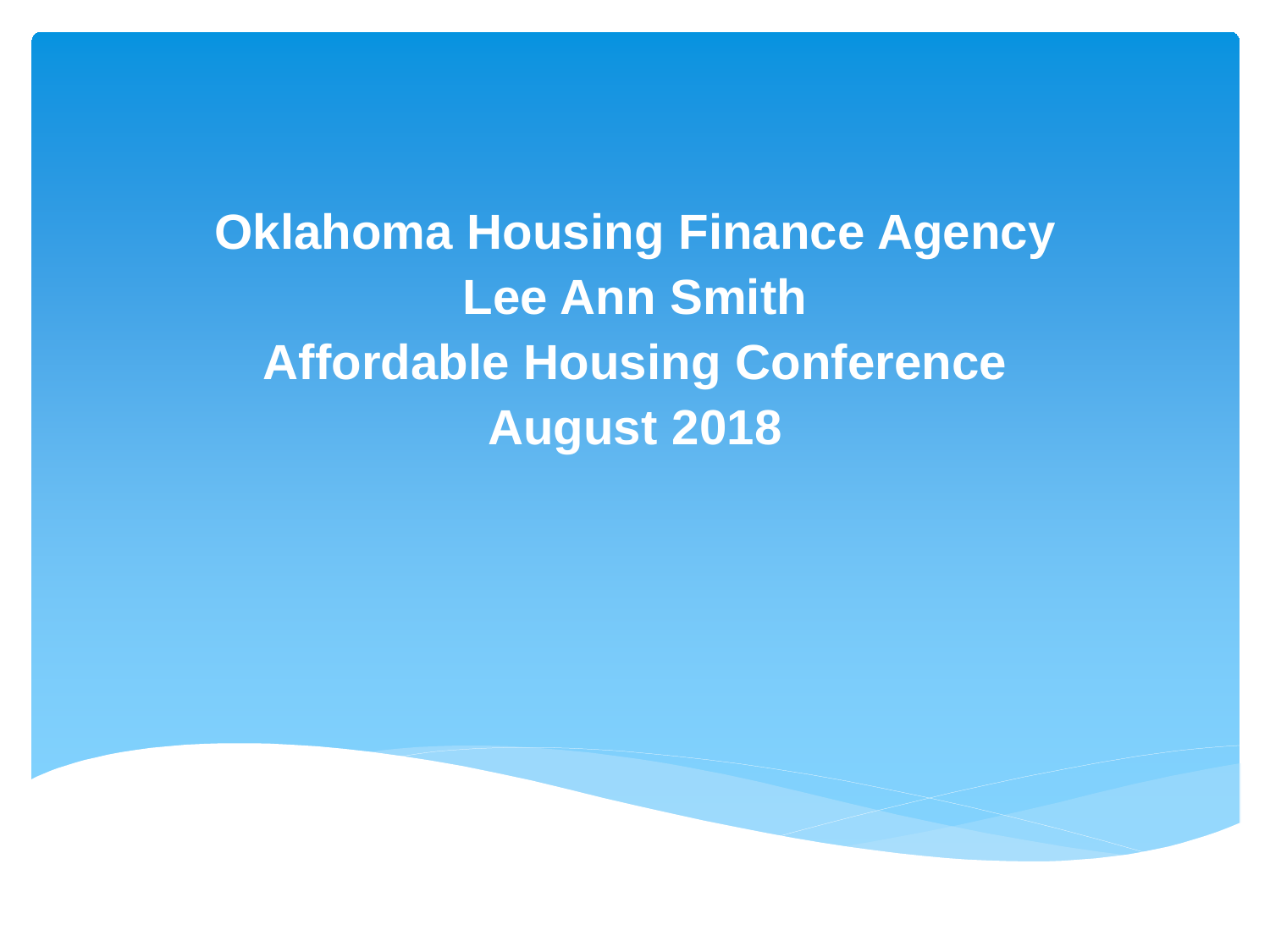# Oklahoma Housing Finance Agency

## Lee Ann Smith

## Affordable Housing Conference

## August 2018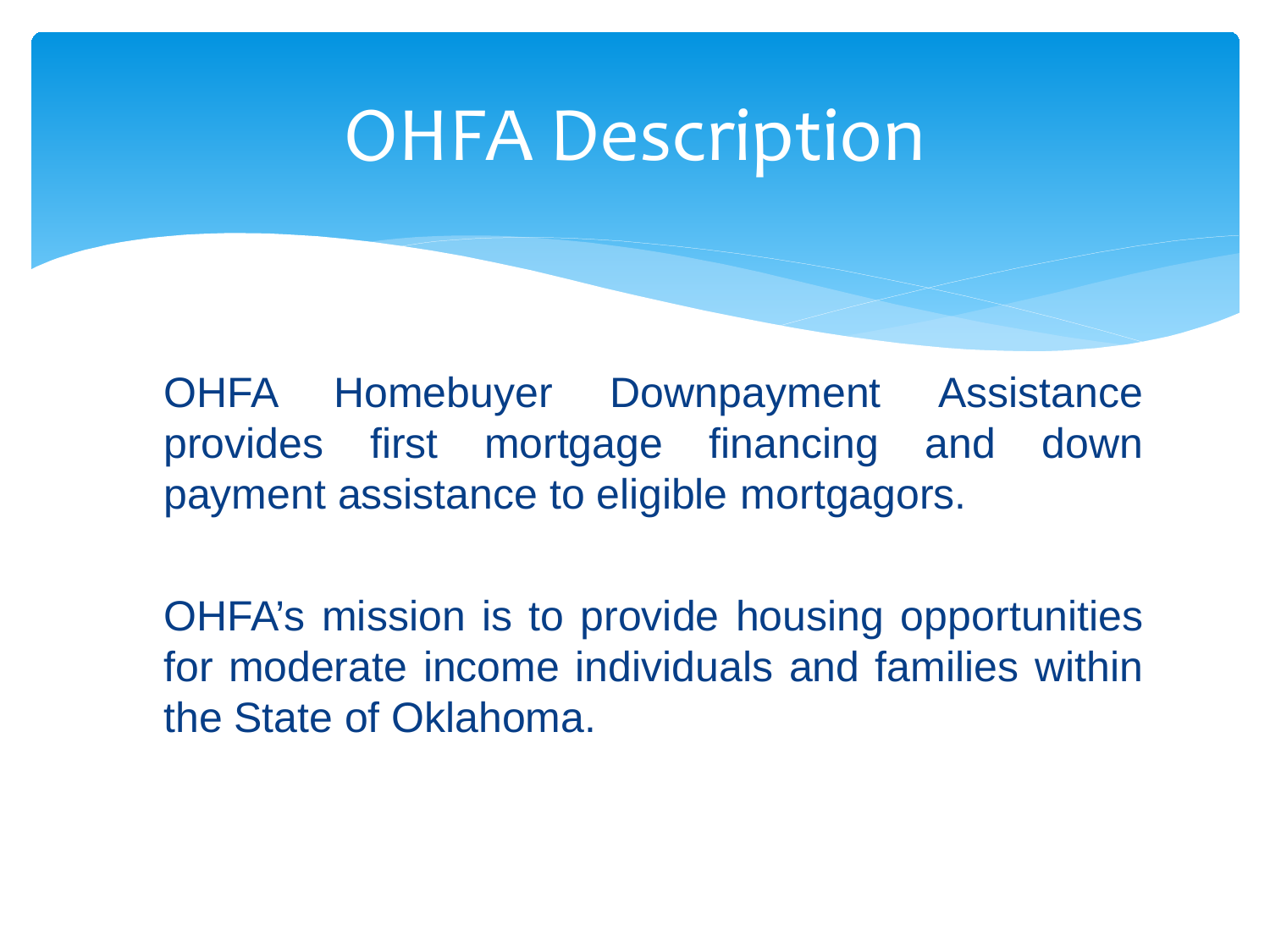# OHFA Description

OHFA Homebuyer Downpayment Assistance provides first mortgage financing and down payment assistance to eligible mortgagors.

OHFA's mission is to provide housing opportunities for moderate income individuals and families within the State of Oklahoma.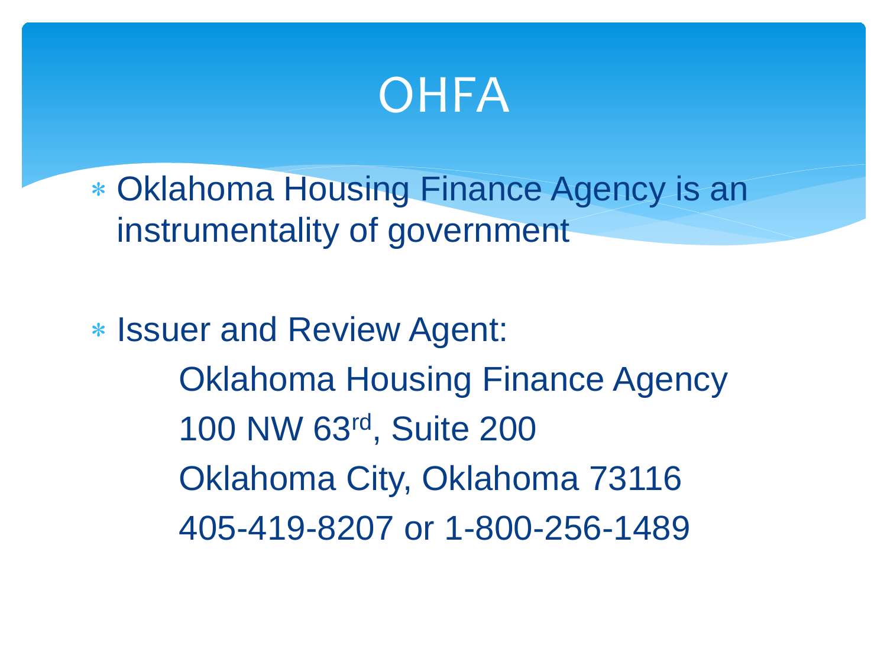# OHFA

* Oklahoma Housing Finance Agency is an instrumentality of government

* Issuer and Review Agent:

  Oklahoma Housing Finance Agency
  100 NW 63rd, Suite 200
  Oklahoma City, Oklahoma 73116
  405-419-8207 or 1-800-256-1489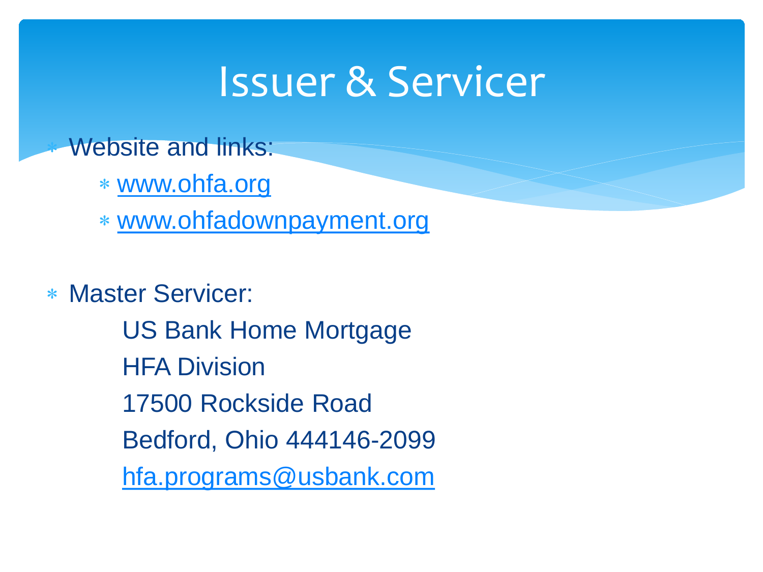# Issuer & Servicer

- Website and links:
  - www.ohfa.org
  - www.ohfadownpayment.org

- Master Servicer:

  US Bank Home Mortgage
  HFA Division
  17500 Rockside Road
  Bedford, Ohio 444146-2099
  hfa.programs@usbank.com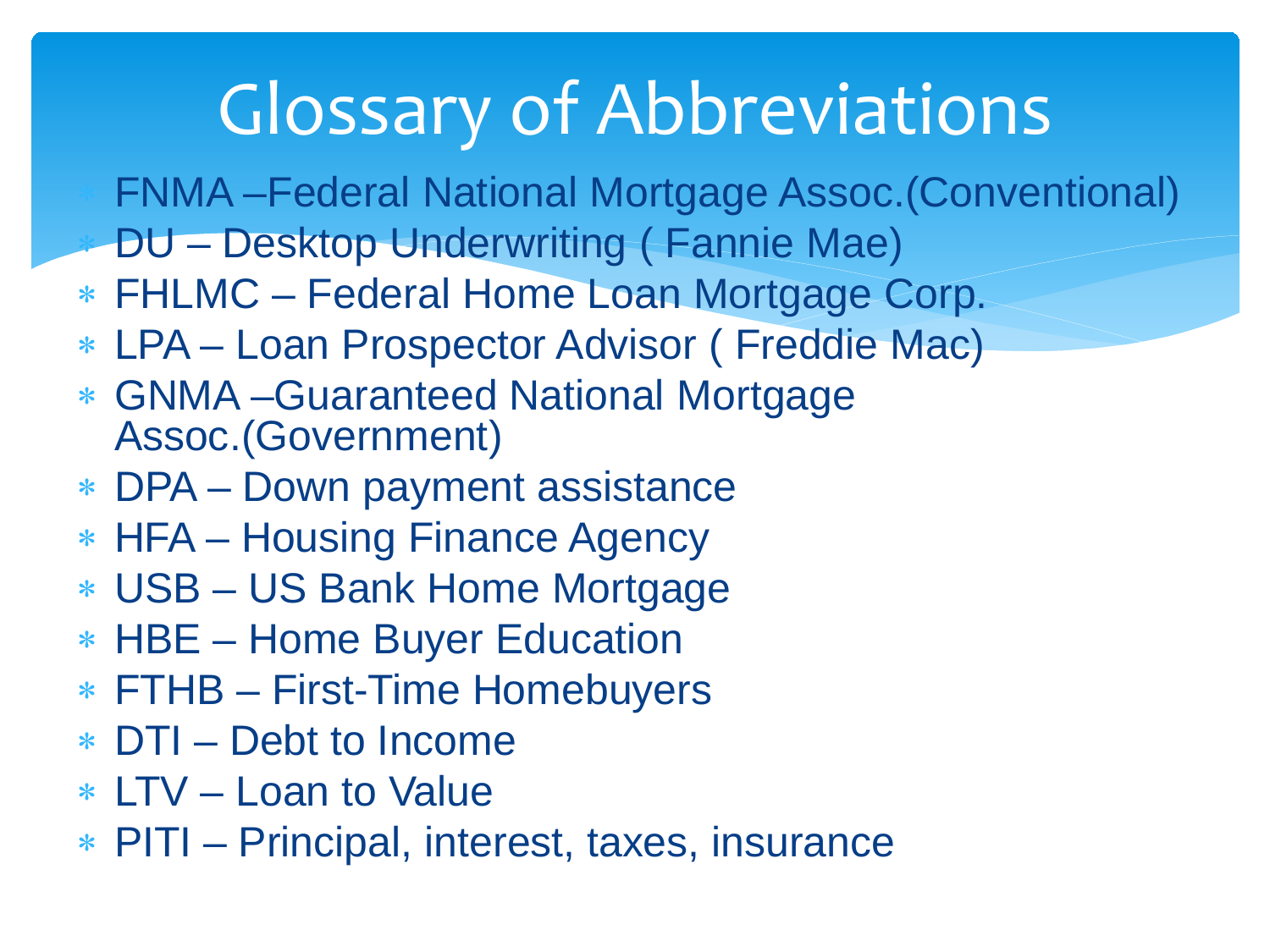# Glossary of Abbreviations

- FNMA –Federal National Mortgage Assoc.(Conventional)
- DU – Desktop Underwriting ( Fannie Mae)
- FHLMC – Federal Home Loan Mortgage Corp.
- LPA – Loan Prospector Advisor ( Freddie Mac)
- GNMA –Guaranteed National Mortgage Assoc.(Government)
- DPA – Down payment assistance
- HFA – Housing Finance Agency
- USB – US Bank Home Mortgage
- HBE – Home Buyer Education
- FTHB – First-Time Homebuyers
- DTI – Debt to Income
- LTV – Loan to Value
- PITI – Principal, interest, taxes, insurance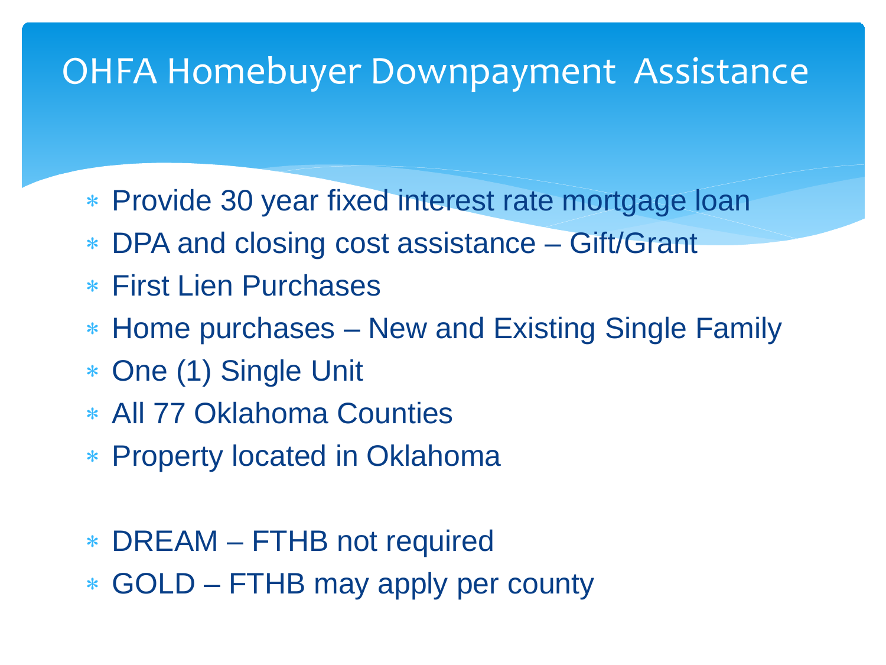# OHFA Homebuyer Downpayment Assistance

- Provide 30 year fixed interest rate mortgage loan
- DPA and closing cost assistance – Gift/Grant
- First Lien Purchases
- Home purchases – New and Existing Single Family
- One (1) Single Unit
- All 77 Oklahoma Counties
- Property located in Oklahoma

- DREAM – FTHB not required
- GOLD – FTHB may apply per county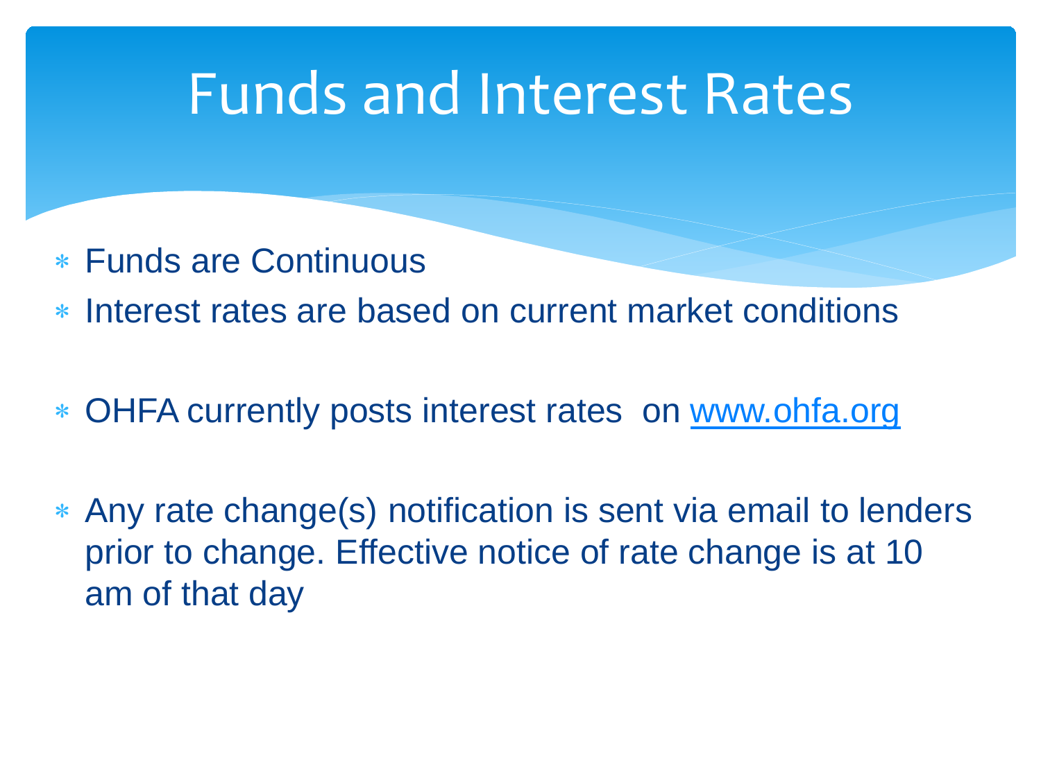# Funds and Interest Rates

- Funds are Continuous
- Interest rates are based on current market conditions
- OHFA currently posts interest rates on www.ohfa.org
- Any rate change(s) notification is sent via email to lenders prior to change. Effective notice of rate change is at 10 am of that day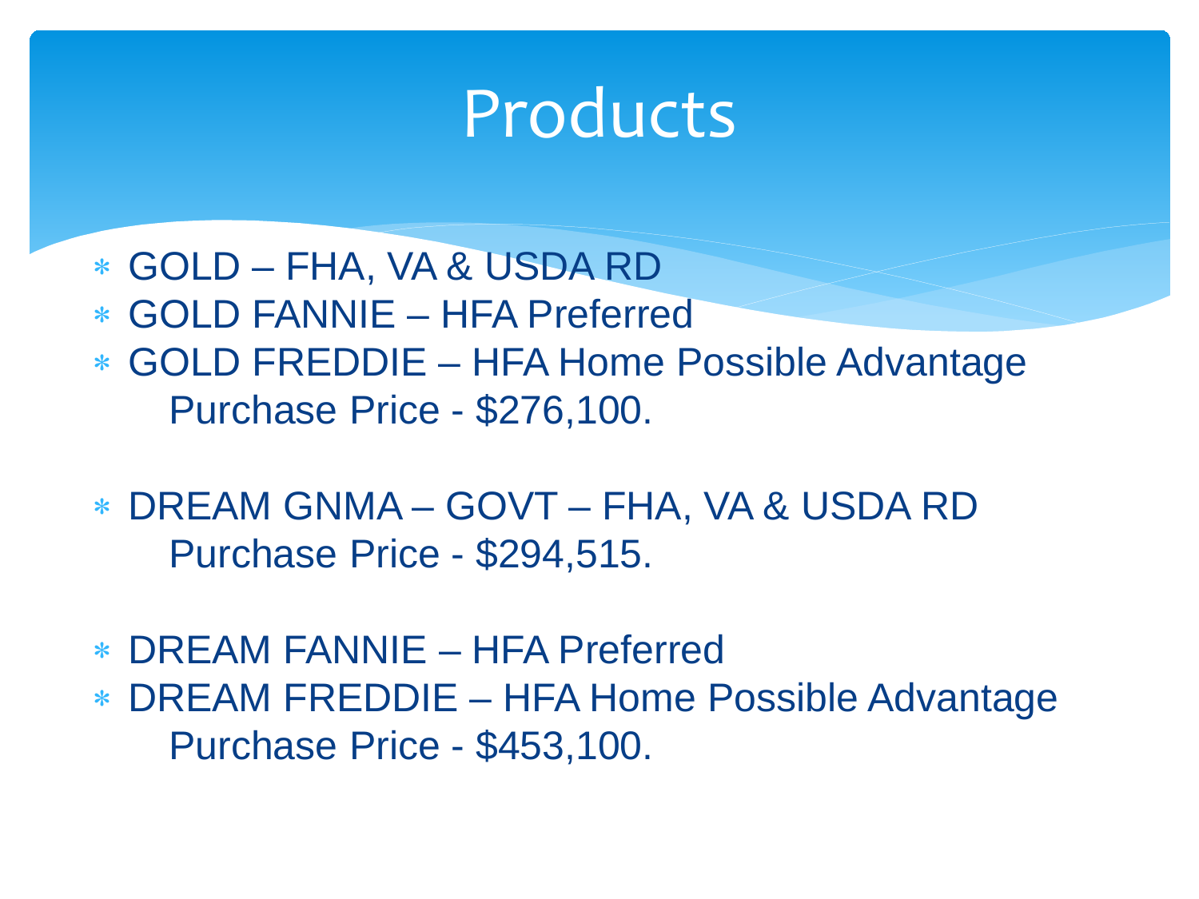# Products

- GOLD – FHA, VA & USDA RD
- GOLD FANNIE – HFA Preferred
- GOLD FREDDIE – HFA Home Possible Advantage
  Purchase Price - $276,100.

- DREAM GNMA – GOVT – FHA, VA & USDA RD
  Purchase Price - $294,515.

- DREAM FANNIE – HFA Preferred
- DREAM FREDDIE – HFA Home Possible Advantage
  Purchase Price - $453,100.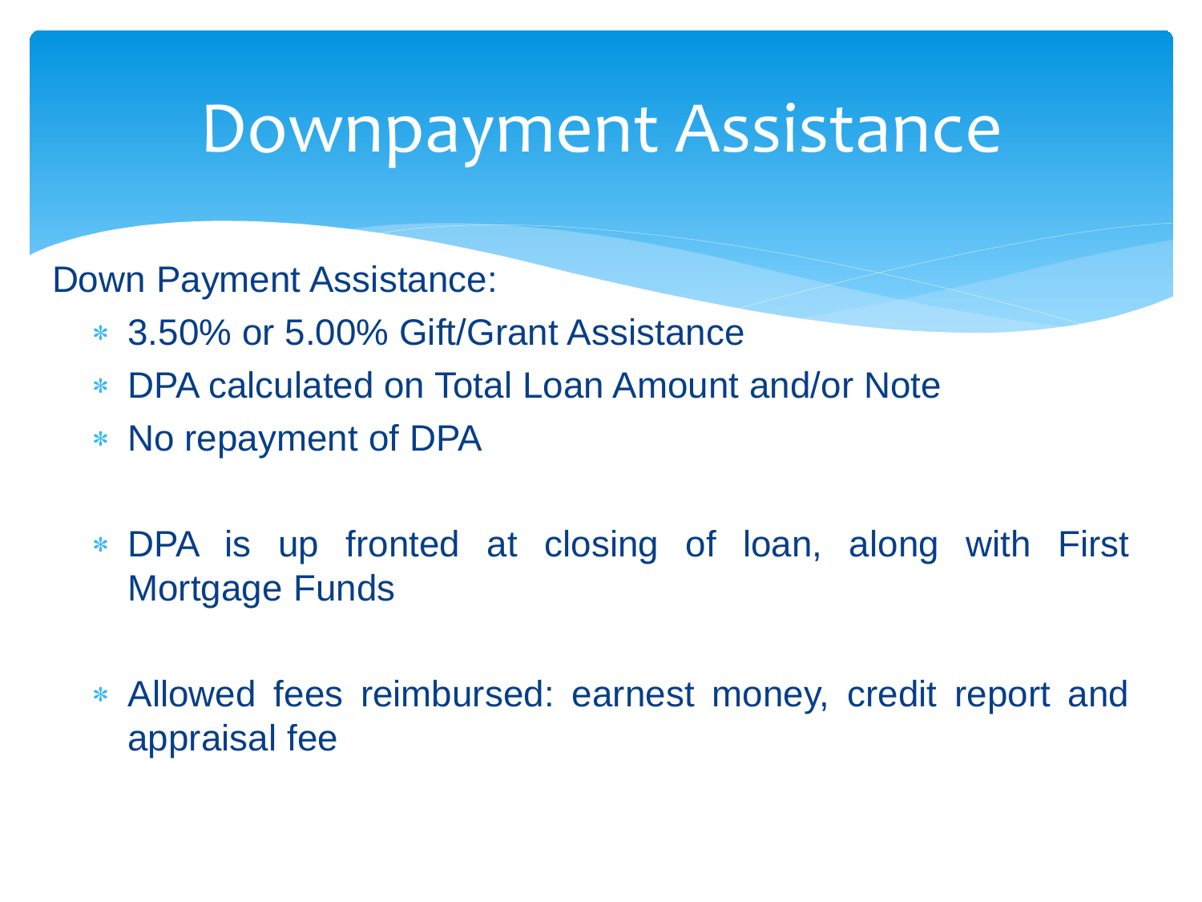# Downpayment Assistance

Down Payment Assistance:

- 3.50% or 5.00% Gift/Grant Assistance
- DPA calculated on Total Loan Amount and/or Note
- No repayment of DPA

- DPA is up fronted at closing of loan, along with First Mortgage Funds

- Allowed fees reimbursed: earnest money, credit report and appraisal fee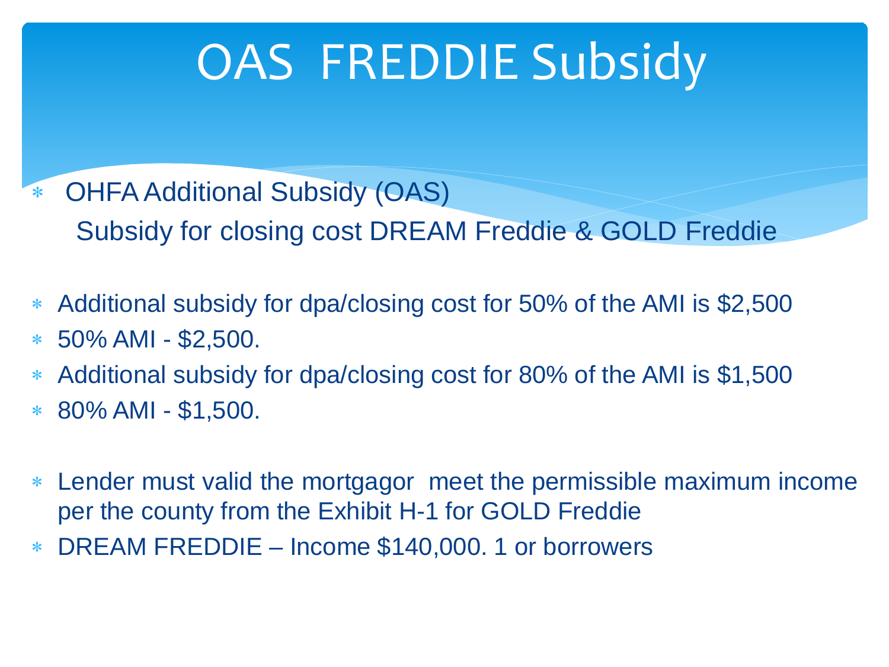# OAS FREDDIE Subsidy

- OHFA Additional Subsidy (OAS)
  Subsidy for closing cost DREAM Freddie & GOLD Freddie

- Additional subsidy for dpa/closing cost for 50% of the AMI is $2,500
- 50% AMI - $2,500.
- Additional subsidy for dpa/closing cost for 80% of the AMI is $1,500
- 80% AMI - $1,500.

- Lender must valid the mortgagor meet the permissible maximum income per the county from the Exhibit H-1 for GOLD Freddie
- DREAM FREDDIE – Income $140,000. 1 or borrowers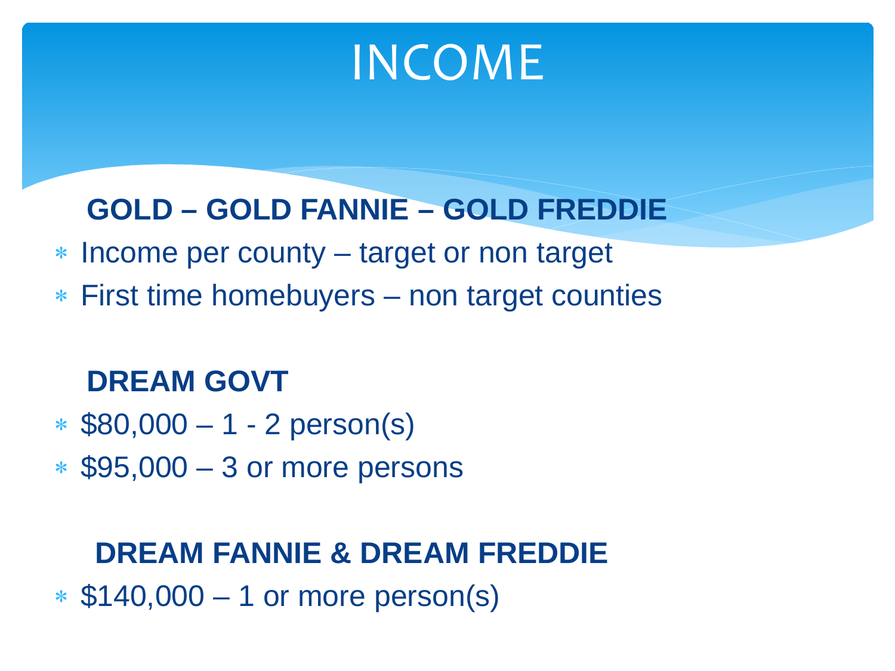# INCOME

## GOLD – GOLD FANNIE – GOLD FREDDIE

- Income per county – target or non target
- First time homebuyers – non target counties

## DREAM GOVT

- $80,000 – 1 - 2 person(s)
- $95,000 – 3 or more persons

## DREAM FANNIE & DREAM FREDDIE

- $140,000 – 1 or more person(s)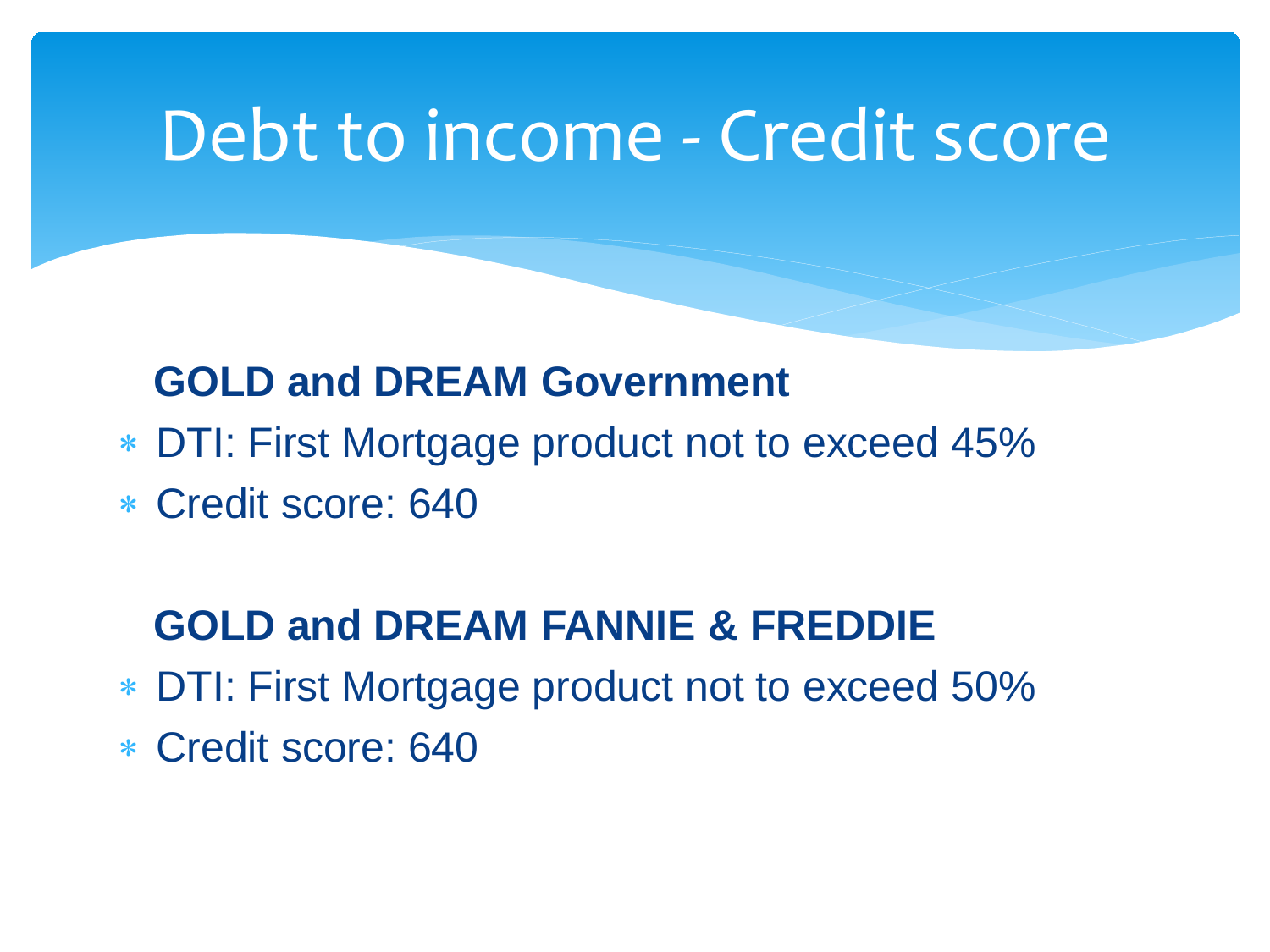# Debt to income - Credit score

**GOLD and DREAM Government**

- DTI: First Mortgage product not to exceed 45%
- Credit score: 640

**GOLD and DREAM FANNIE & FREDDIE**

- DTI: First Mortgage product not to exceed 50%
- Credit score: 640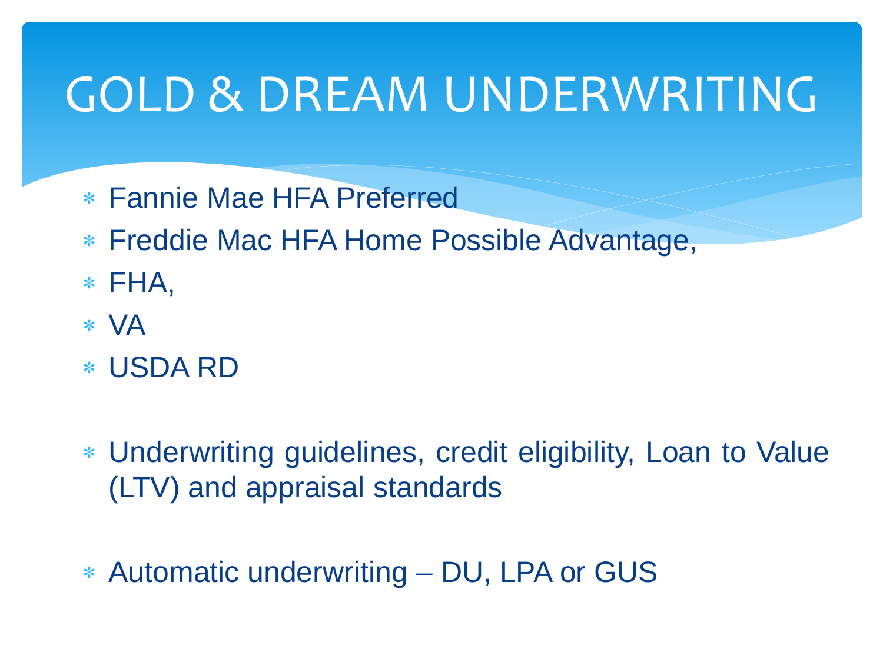# GOLD & DREAM UNDERWRITING

- Fannie Mae HFA Preferred
- Freddie Mac HFA Home Possible Advantage,
- FHA,
- VA
- USDA RD

- Underwriting guidelines, credit eligibility, Loan to Value (LTV) and appraisal standards

- Automatic underwriting – DU, LPA or GUS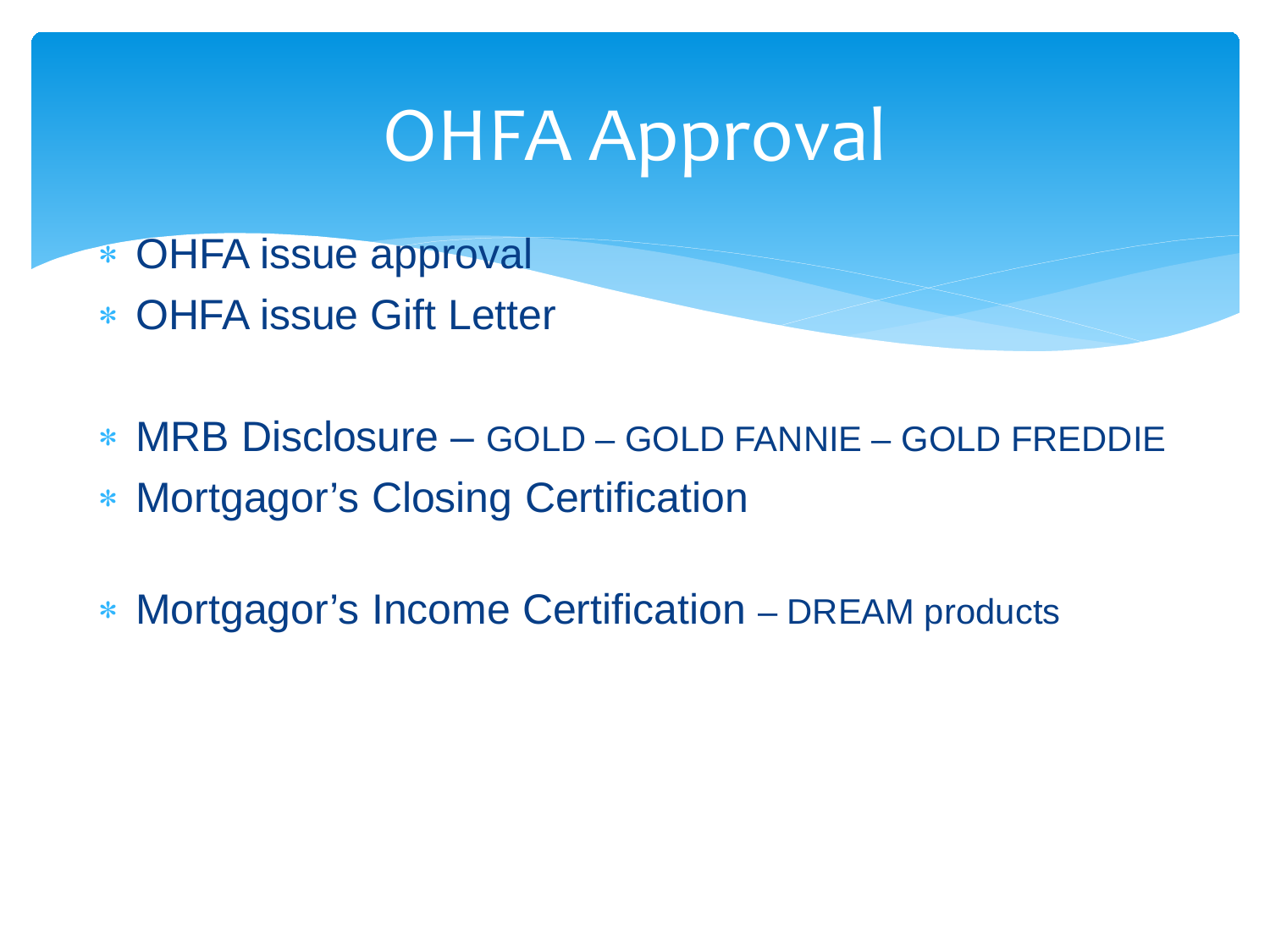# OHFA Approval

- OHFA issue approval
- OHFA issue Gift Letter

- MRB Disclosure – GOLD – GOLD FANNIE – GOLD FREDDIE
- Mortgagor's Closing Certification

- Mortgagor's Income Certification – DREAM products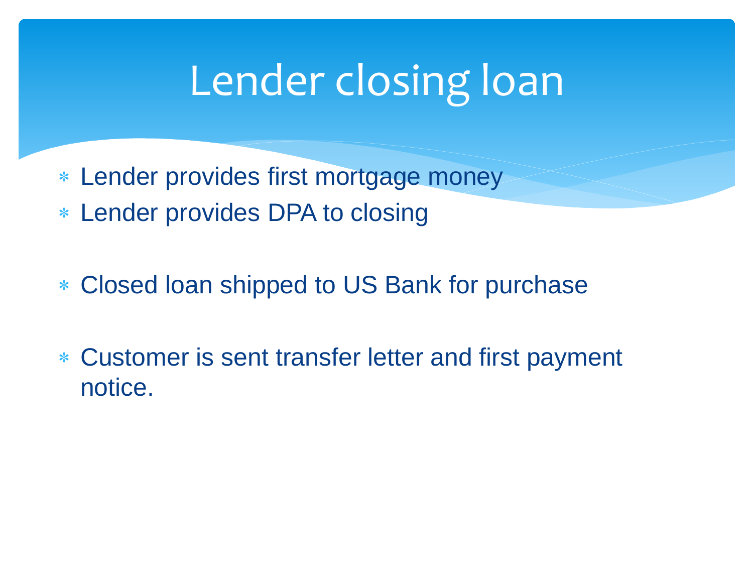# Lender closing loan

* Lender provides first mortgage money
* Lender provides DPA to closing

* Closed loan shipped to US Bank for purchase

* Customer is sent transfer letter and first payment notice.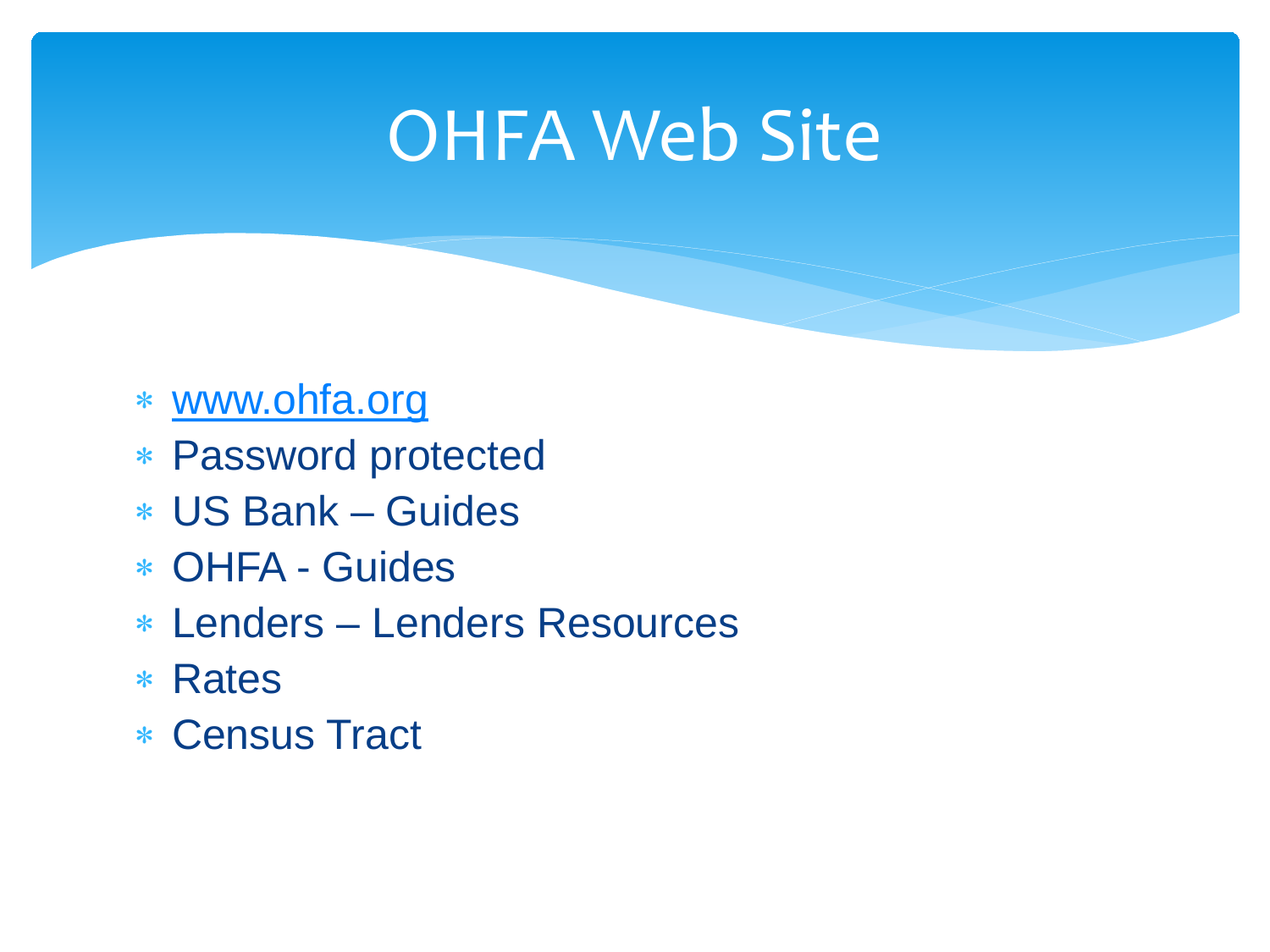# OHFA Web Site

- [www.ohfa.org](http://www.ohfa.org)
- Password protected
- US Bank – Guides
- OHFA - Guides
- Lenders – Lenders Resources
- Rates
- Census Tract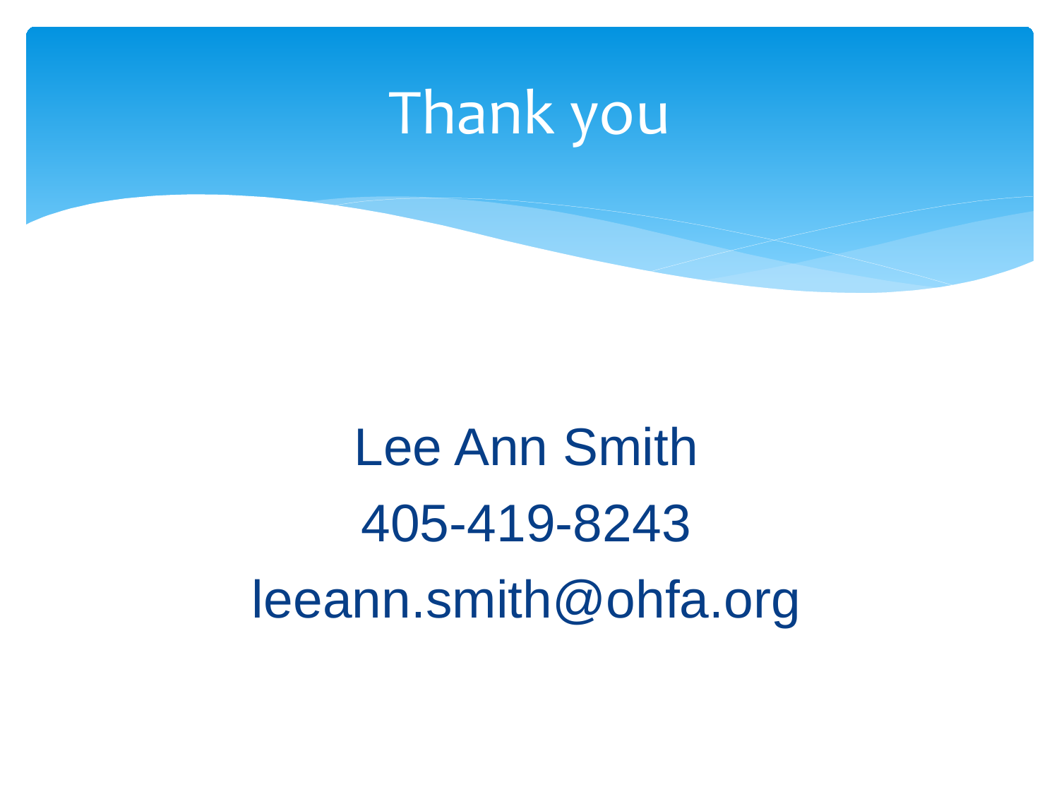# Thank you

Lee Ann Smith

405-419-8243

leeann.smith@ohfa.org